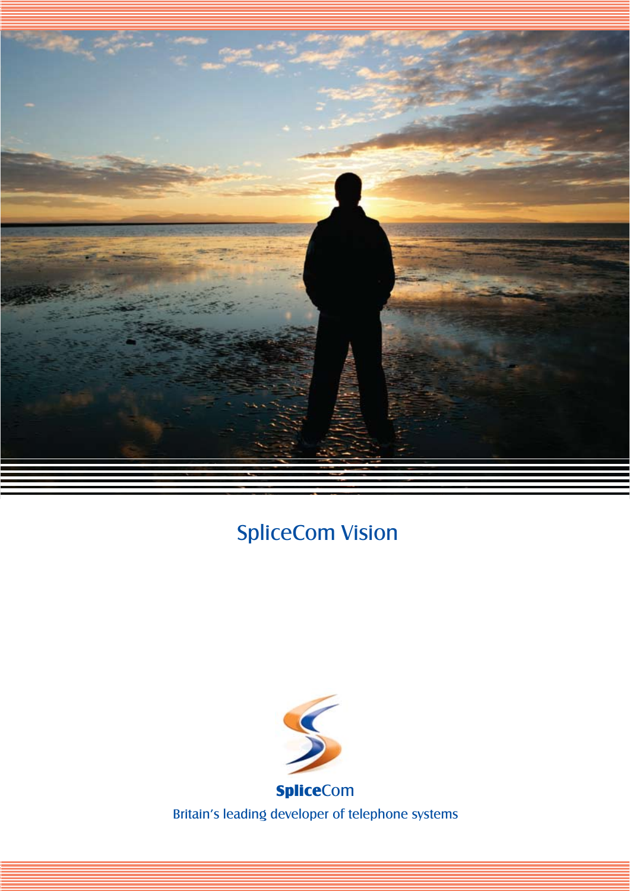# SpliceCom Vision

**Splice**Com

Britain's leading developer of telephone systems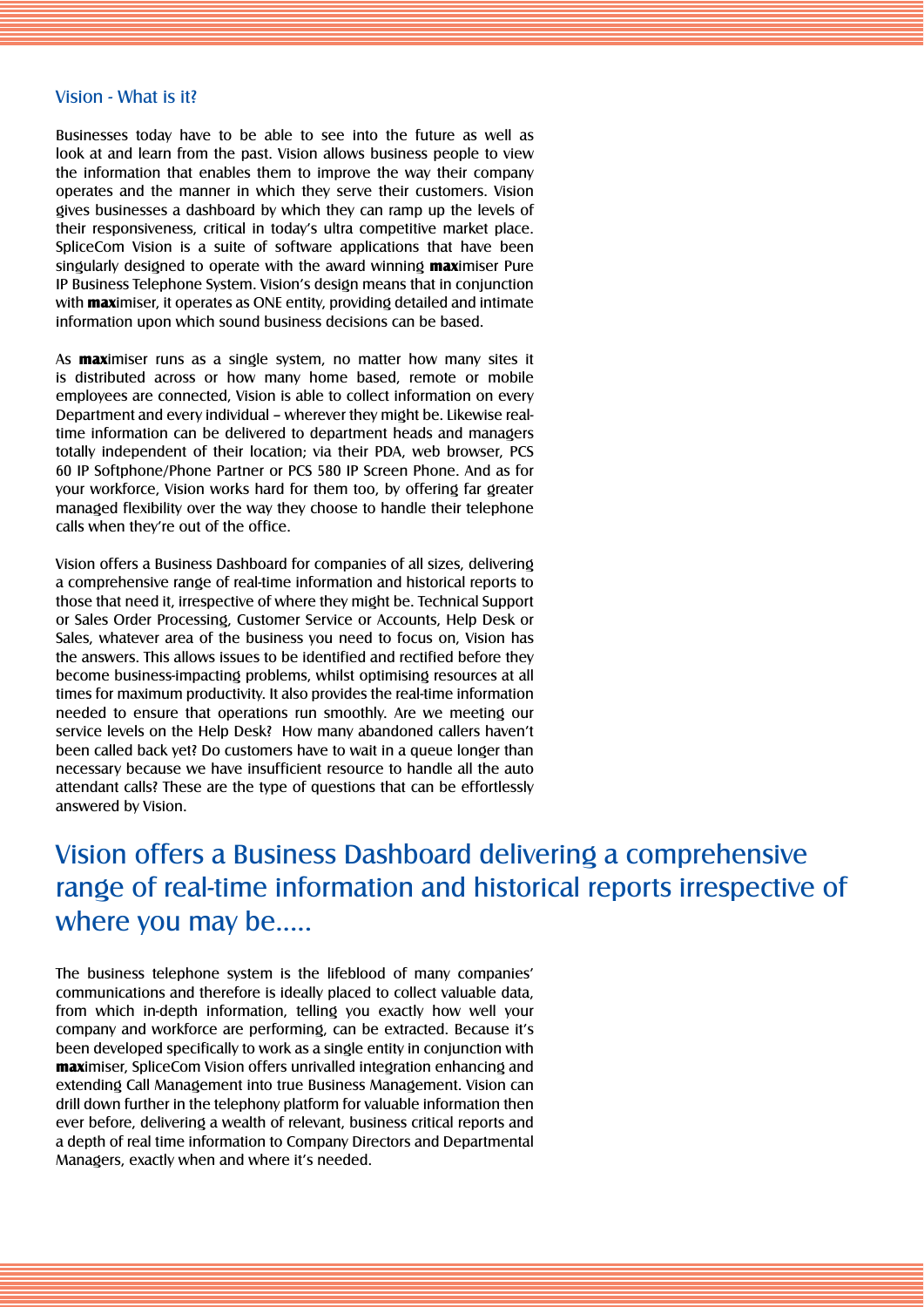## Vision - What is it?

Businesses today have to be able to see into the future as well as look at and learn from the past. Vision allows business people to view the information that enables them to improve the way their company operates and the manner in which they serve their customers. Vision gives businesses a dashboard by which they can ramp up the levels of their responsiveness, critical in today's ultra competitive market place. SpliceCom Vision is a suite of software applications that have been singularly designed to operate with the award winning **max**imiser Pure IP Business Telephone System. Vision's design means that in conjunction with **max**imiser, it operates as ONE entity, providing detailed and intimate information upon which sound business decisions can be based.

As **max**imiser runs as a single system, no matter how many sites it is distributed across or how many home based, remote or mobile employees are connected, Vision is able to collect information on every Department and every individual – wherever they might be. Likewise real-time information can be delivered to department heads and managers totally independent of their location; via their PDA, web browser, PCS 60 IP Softphone/Phone Partner or PCS 580 IP Screen Phone. And as for your workforce, Vision works hard for them too, by offering far greater managed flexibility over the way they choose to handle their telephone calls when they're out of the office.

Vision offers a Business Dashboard for companies of all sizes, delivering a comprehensive range of real-time information and historical reports to those that need it, irrespective of where they might be. Technical Support or Sales Order Processing, Customer Service or Accounts, Help Desk or Sales, whatever area of the business you need to focus on, Vision has the answers. This allows issues to be identified and rectified before they become business-impacting problems, whilst optimising resources at all times for maximum productivity. It also provides the real-time information needed to ensure that operations run smoothly. Are we meeting our service levels on the Help Desk? How many abandoned callers haven't been called back yet? Do customers have to wait in a queue longer than necessary because we have insufficient resource to handle all the auto attendant calls? These are the type of questions that can be effortlessly answered by Vision.

## Vision offers a Business Dashboard delivering a comprehensive range of real-time information and historical reports irrespective of where you may be.....

The business telephone system is the lifeblood of many companies' communications and therefore is ideally placed to collect valuable data, from which in-depth information, telling you exactly how well your company and workforce are performing, can be extracted. Because it's been developed specifically to work as a single entity in conjunction with **max**imiser, SpliceCom Vision offers unrivalled integration enhancing and extending Call Management into true Business Management. Vision can drill down further in the telephony platform for valuable information then ever before, delivering a wealth of relevant, business critical reports and a depth of real time information to Company Directors and Departmental Managers, exactly when and where it's needed.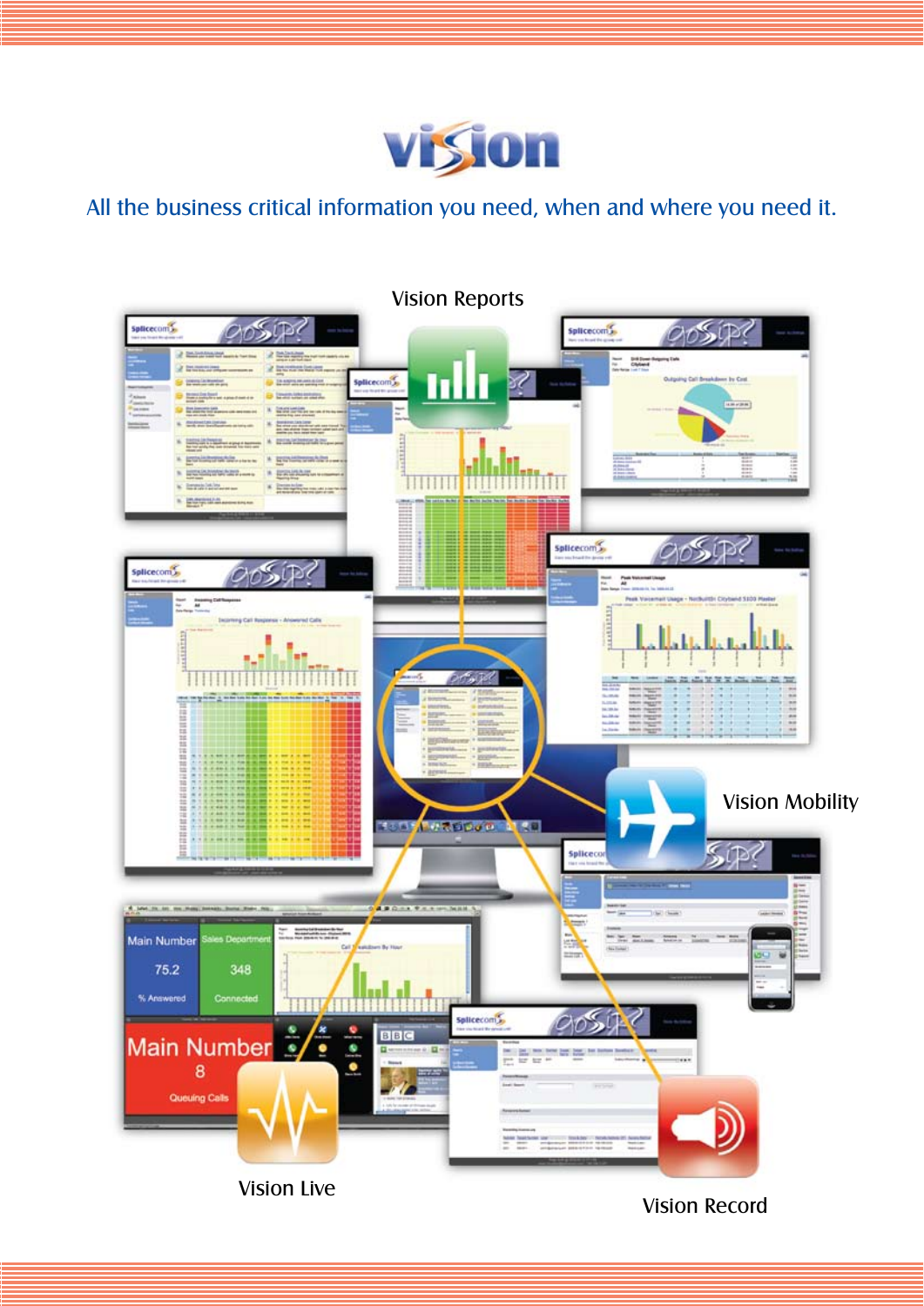# vision

All the business critical information you need, when and where you need it.

Vision Reports

Vision Mobility

Vision Live

Vision Record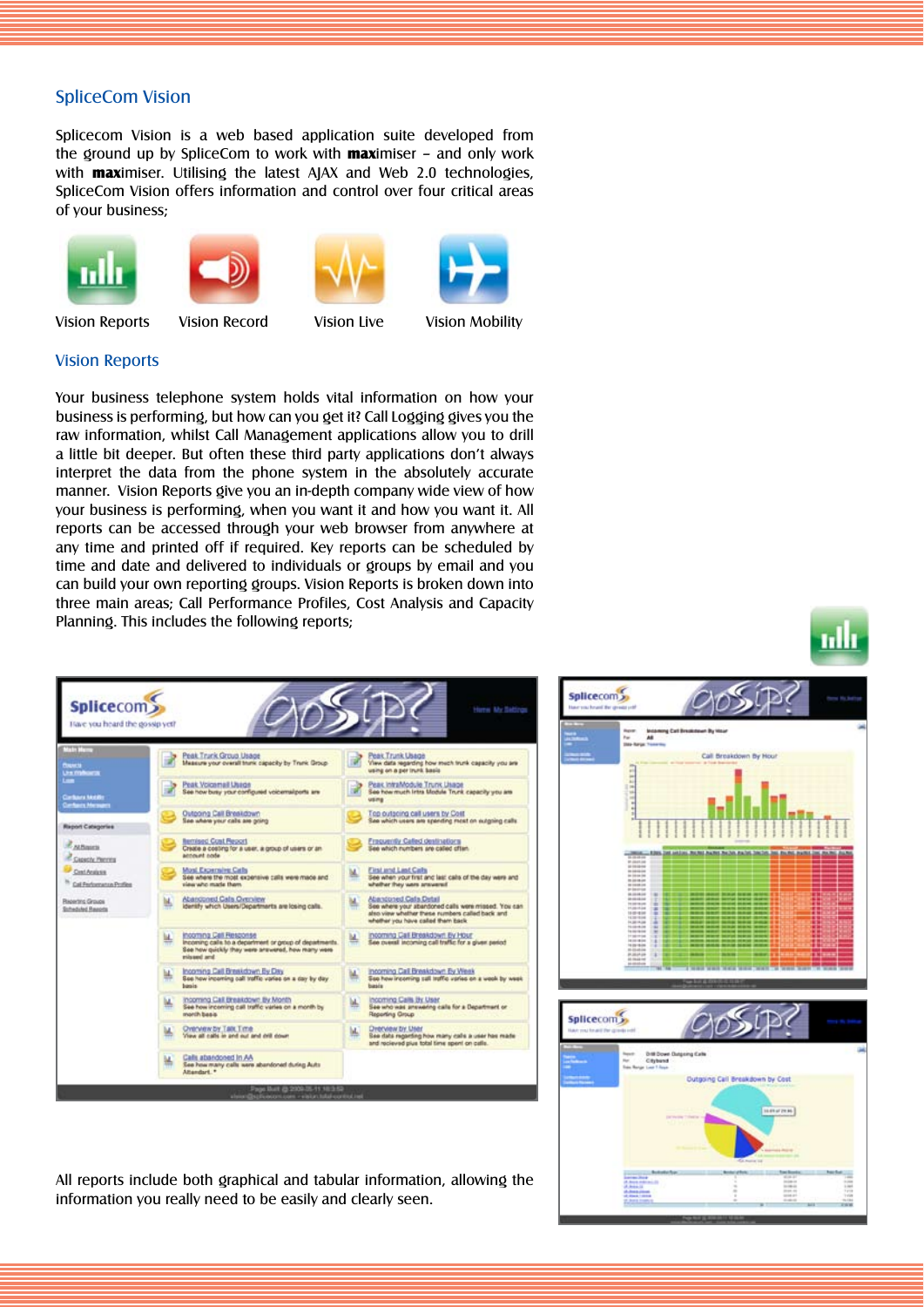## SpliceCom Vision

Splicecom Vision is a web based application suite developed from the ground up by SpliceCom to work with **max**imiser – and only work with **max**imiser. Utilising the latest AJAX and Web 2.0 technologies, SpliceCom Vision offers information and control over four critical areas of your business;

Vision Reports    Vision Record    Vision Live    Vision Mobility

## Vision Reports

Your business telephone system holds vital information on how your business is performing, but how can you get it? Call Logging gives you the raw information, whilst Call Management applications allow you to drill a little bit deeper. But often these third party applications don't always interpret the data from the phone system in the absolutely accurate manner. Vision Reports give you an in-depth company wide view of how your business is performing, when you want it and how you want it. All reports can be accessed through your web browser from anywhere at any time and printed off if required. Key reports can be scheduled by time and date and delivered to individuals or groups by email and you can build your own reporting groups. Vision Reports is broken down into three main areas; Call Performance Profiles, Cost Analysis and Capacity Planning. This includes the following reports;

All reports include both graphical and tabular information, allowing the information you really need to be easily and clearly seen.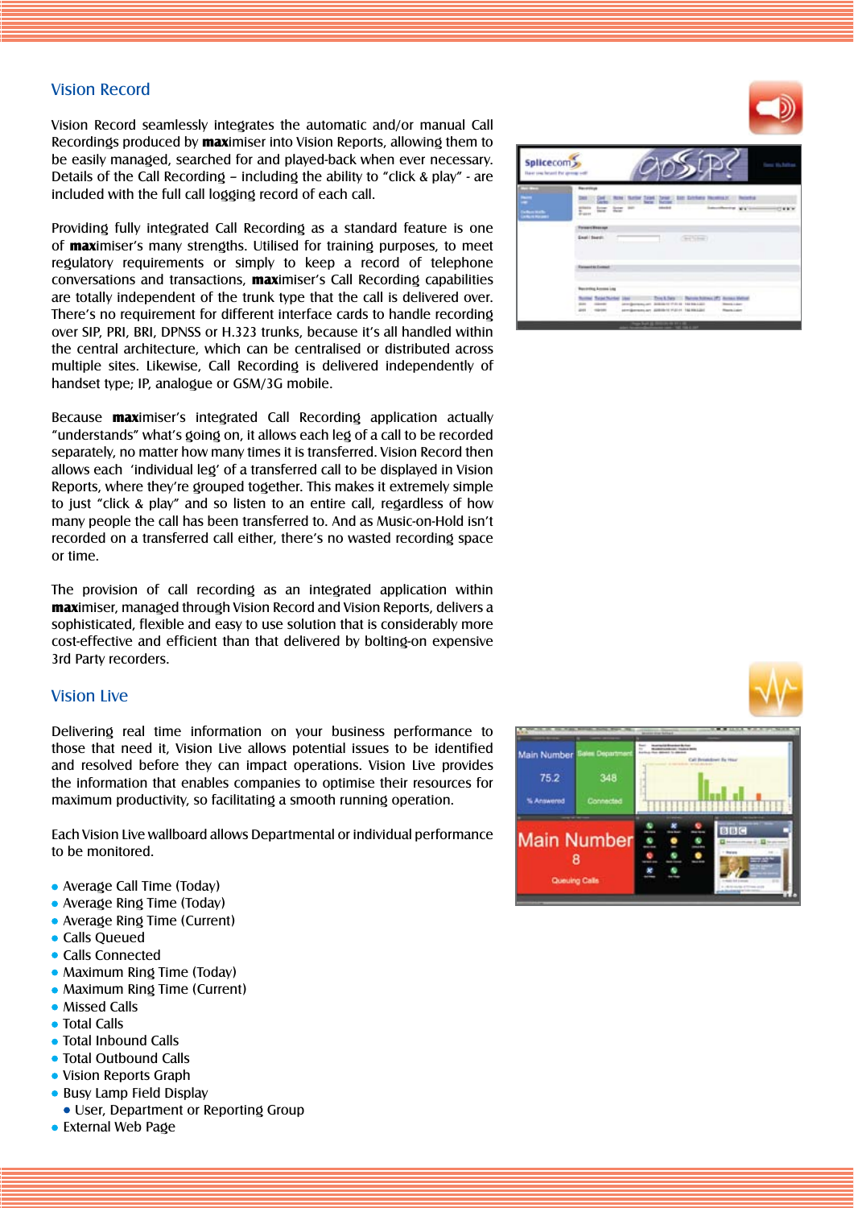## Vision Record

Vision Record seamlessly integrates the automatic and/or manual Call Recordings produced by **max**imiser into Vision Reports, allowing them to be easily managed, searched for and played-back when ever necessary. Details of the Call Recording – including the ability to "click & play" - are included with the full call logging record of each call.

Providing fully integrated Call Recording as a standard feature is one of **max**imiser's many strengths. Utilised for training purposes, to meet regulatory requirements or simply to keep a record of telephone conversations and transactions, **max**imiser's Call Recording capabilities are totally independent of the trunk type that the call is delivered over. There's no requirement for different interface cards to handle recording over SIP, PRI, BRI, DPNSS or H.323 trunks, because it's all handled within the central architecture, which can be centralised or distributed across multiple sites. Likewise, Call Recording is delivered independently of handset type; IP, analogue or GSM/3G mobile.

Because **max**imiser's integrated Call Recording application actually "understands" what's going on, it allows each leg of a call to be recorded separately, no matter how many times it is transferred. Vision Record then allows each 'individual leg' of a transferred call to be displayed in Vision Reports, where they're grouped together. This makes it extremely simple to just "click & play" and so listen to an entire call, regardless of how many people the call has been transferred to. And as Music-on-Hold isn't recorded on a transferred call either, there's no wasted recording space or time.

The provision of call recording as an integrated application within **max**imiser, managed through Vision Record and Vision Reports, delivers a sophisticated, flexible and easy to use solution that is considerably more cost-effective and efficient than that delivered by bolting-on expensive 3rd Party recorders.

## Vision Live

Delivering real time information on your business performance to those that need it, Vision Live allows potential issues to be identified and resolved before they can impact operations. Vision Live provides the information that enables companies to optimise their resources for maximum productivity, so facilitating a smooth running operation.

Each Vision Live wallboard allows Departmental or individual performance to be monitored.

- Average Call Time (Today)
- Average Ring Time (Today)
- Average Ring Time (Current)
- Calls Queued
- Calls Connected
- Maximum Ring Time (Today)
- Maximum Ring Time (Current)
- Missed Calls
- Total Calls
- Total Inbound Calls
- Total Outbound Calls
- Vision Reports Graph
- Busy Lamp Field Display
  - User, Department or Reporting Group
- External Web Page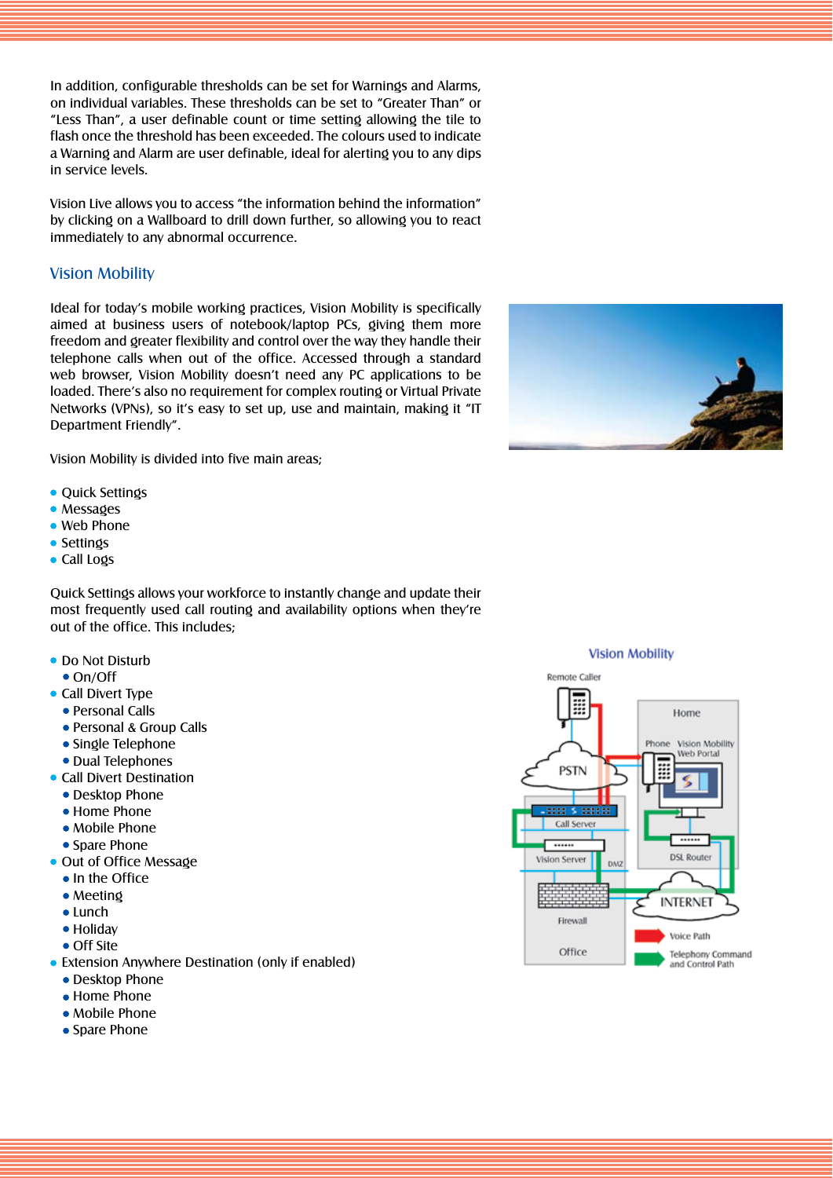In addition, configurable thresholds can be set for Warnings and Alarms, on individual variables. These thresholds can be set to "Greater Than" or "Less Than", a user definable count or time setting allowing the tile to flash once the threshold has been exceeded. The colours used to indicate a Warning and Alarm are user definable, ideal for alerting you to any dips in service levels.

Vision Live allows you to access "the information behind the information" by clicking on a Wallboard to drill down further, so allowing you to react immediately to any abnormal occurrence.

## Vision Mobility

Ideal for today's mobile working practices, Vision Mobility is specifically aimed at business users of notebook/laptop PCs, giving them more freedom and greater flexibility and control over the way they handle their telephone calls when out of the office. Accessed through a standard web browser, Vision Mobility doesn't need any PC applications to be loaded. There's also no requirement for complex routing or Virtual Private Networks (VPNs), so it's easy to set up, use and maintain, making it "IT Department Friendly".

Vision Mobility is divided into five main areas;

- Quick Settings
- Messages
- Web Phone
- Settings
- Call Logs

Quick Settings allows your workforce to instantly change and update their most frequently used call routing and availability options when they're out of the office. This includes;

- Do Not Disturb
  - On/Off
- Call Divert Type
  - Personal Calls
  - Personal & Group Calls
  - Single Telephone
  - Dual Telephones
- Call Divert Destination
  - Desktop Phone
  - Home Phone
  - Mobile Phone
  - Spare Phone
- Out of Office Message
  - In the Office
  - Meeting
  - Lunch
  - Holiday
  - Off Site
- Extension Anywhere Destination (only if enabled)
  - Desktop Phone
  - Home Phone
  - Mobile Phone
  - Spare Phone

Vision Mobility

Remote Caller · PSTN · Call Server · Vision Server · DMZ · Firewall · Office · Home · Phone · Vision Mobility Web Portal · DSL Router · INTERNET

Voice Path

Telephony Command and Control Path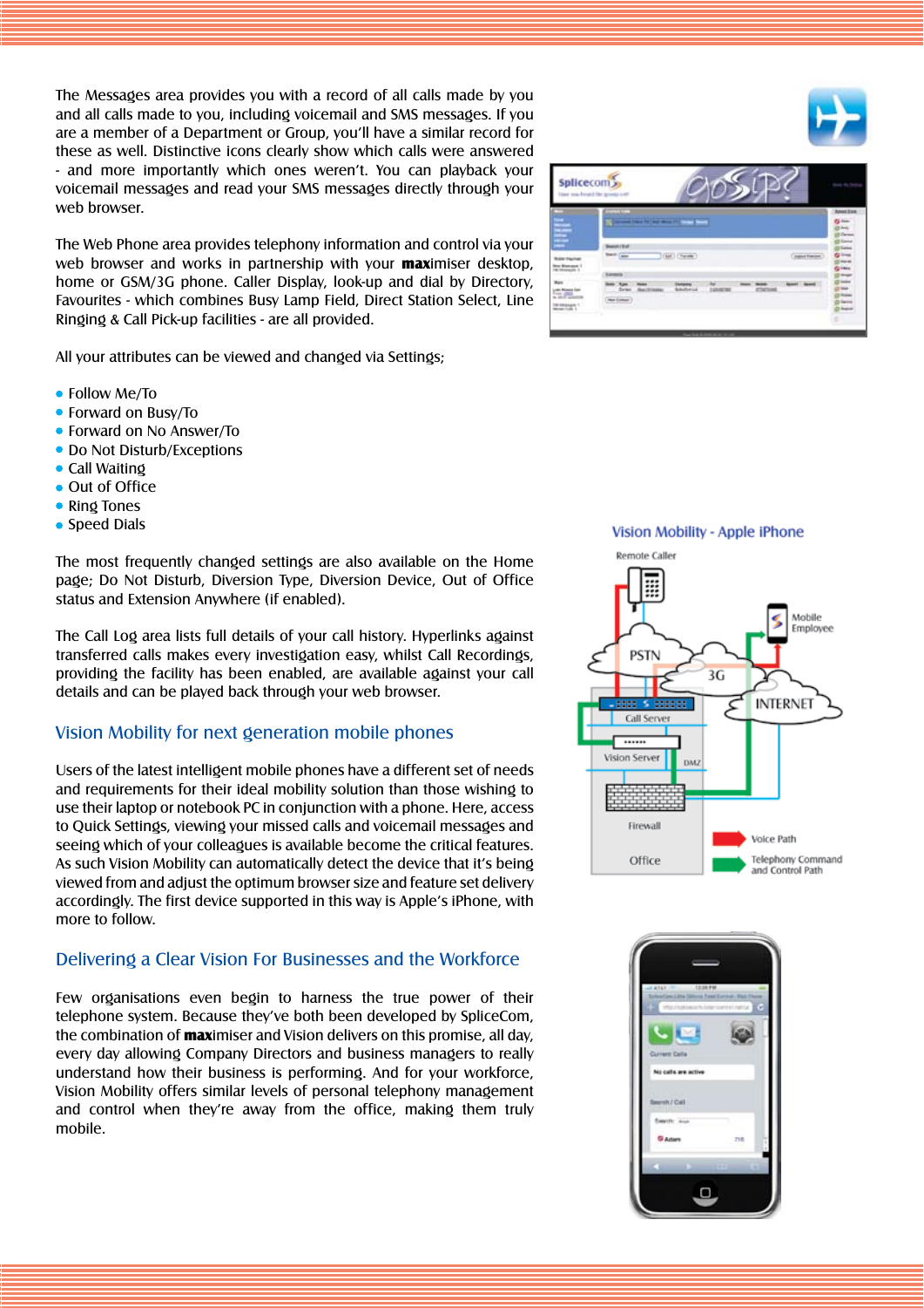The Messages area provides you with a record of all calls made by you and all calls made to you, including voicemail and SMS messages. If you are a member of a Department or Group, you'll have a similar record for these as well. Distinctive icons clearly show which calls were answered - and more importantly which ones weren't. You can playback your voicemail messages and read your SMS messages directly through your web browser.

The Web Phone area provides telephony information and control via your web browser and works in partnership with your **max**imiser desktop, home or GSM/3G phone. Caller Display, look-up and dial by Directory, Favourites - which combines Busy Lamp Field, Direct Station Select, Line Ringing & Call Pick-up facilities - are all provided.

All your attributes can be viewed and changed via Settings;

- Follow Me/To
- Forward on Busy/To
- Forward on No Answer/To
- Do Not Disturb/Exceptions
- Call Waiting
- Out of Office
- Ring Tones
- Speed Dials

The most frequently changed settings are also available on the Home page; Do Not Disturb, Diversion Type, Diversion Device, Out of Office status and Extension Anywhere (if enabled).

The Call Log area lists full details of your call history. Hyperlinks against transferred calls makes every investigation easy, whilst Call Recordings, providing the facility has been enabled, are available against your call details and can be played back through your web browser.

## Vision Mobility for next generation mobile phones

Users of the latest intelligent mobile phones have a different set of needs and requirements for their ideal mobility solution than those wishing to use their laptop or notebook PC in conjunction with a phone. Here, access to Quick Settings, viewing your missed calls and voicemail messages and seeing which of your colleagues is available become the critical features. As such Vision Mobility can automatically detect the device that it's being viewed from and adjust the optimum browser size and feature set delivery accordingly. The first device supported in this way is Apple's iPhone, with more to follow.

## Delivering a Clear Vision For Businesses and the Workforce

Few organisations even begin to harness the true power of their telephone system. Because they've both been developed by SpliceCom, the combination of **max**imiser and Vision delivers on this promise, all day, every day allowing Company Directors and business managers to really understand how their business is performing. And for your workforce, Vision Mobility offers similar levels of personal telephony management and control when they're away from the office, making them truly mobile.

Vision Mobility - Apple iPhone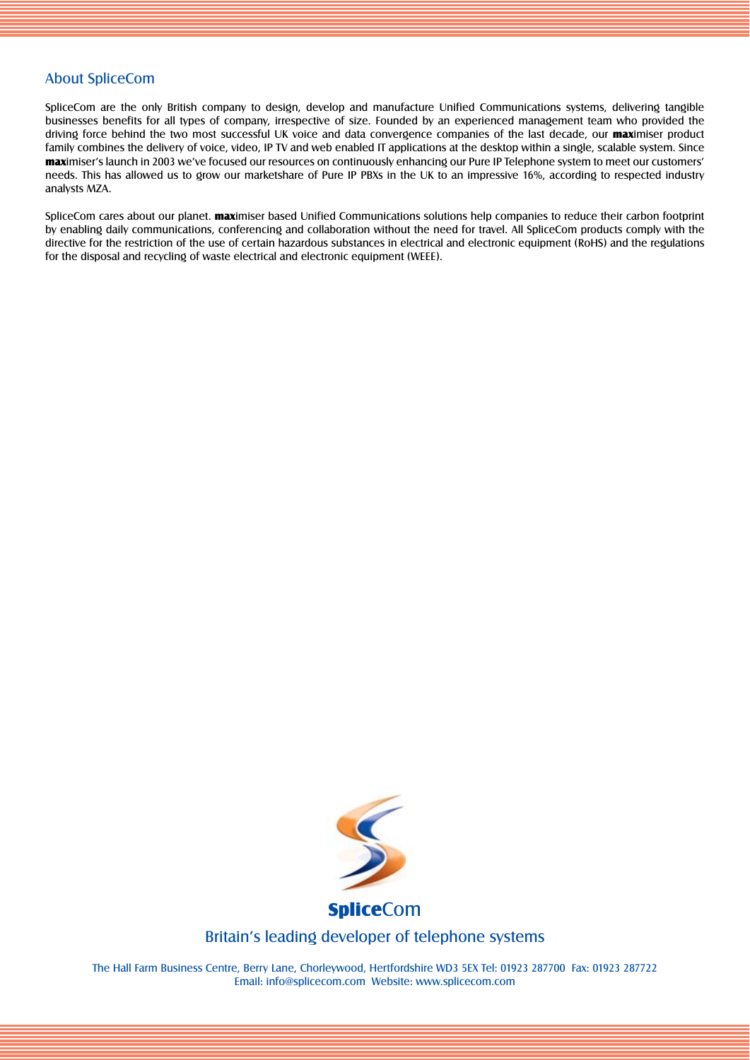## About SpliceCom

SpliceCom are the only British company to design, develop and manufacture Unified Communications systems, delivering tangible businesses benefits for all types of company, irrespective of size. Founded by an experienced management team who provided the driving force behind the two most successful UK voice and data convergence companies of the last decade, our **max**imiser product family combines the delivery of voice, video, IP TV and web enabled IT applications at the desktop within a single, scalable system. Since **max**imiser's launch in 2003 we've focused our resources on continuously enhancing our Pure IP Telephone system to meet our customers' needs. This has allowed us to grow our marketshare of Pure IP PBXs in the UK to an impressive 16%, according to respected industry analysts MZA.

SpliceCom cares about our planet. **max**imiser based Unified Communications solutions help companies to reduce their carbon footprint by enabling daily communications, conferencing and collaboration without the need for travel. All SpliceCom products comply with the directive for the restriction of the use of certain hazardous substances in electrical and electronic equipment (RoHS) and the regulations for the disposal and recycling of waste electrical and electronic equipment (WEEE).

**Splice**Com

Britain's leading developer of telephone systems

The Hall Farm Business Centre, Berry Lane, Chorleywood, Hertfordshire WD3 5EX Tel: 01923 287700 Fax: 01923 287722
Email: info@splicecom.com Website: www.splicecom.com